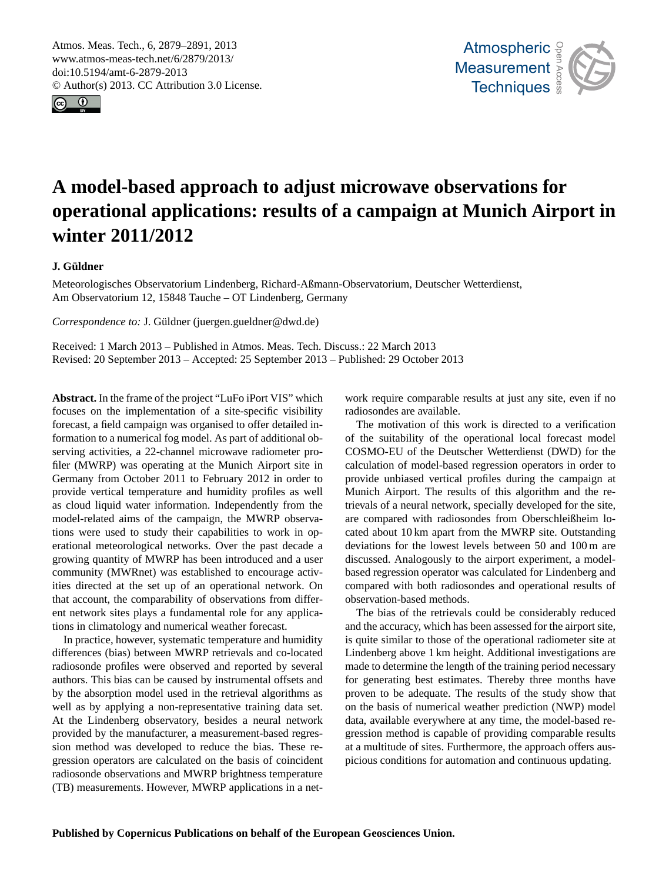# A model-based approach to adjust microwave observations for operational applications: results of a campaign at Munich Airport in winter 2011/2012

**J. Güldner**

Meteorologisches Observatorium Lindenberg, Richard-Aßmann-Observatorium, Deutscher Wetterdienst, Am Observatorium 12, 15848 Tauche – OT Lindenberg, Germany

*Correspondence to:* J. Güldner (juergen.gueldner@dwd.de)

Received: 1 March 2013 – Published in Atmos. Meas. Tech. Discuss.: 22 March 2013
Revised: 20 September 2013 – Accepted: 25 September 2013 – Published: 29 October 2013

**Abstract.** In the frame of the project "LuFo iPort VIS" which focuses on the implementation of a site-specific visibility forecast, a field campaign was organised to offer detailed information to a numerical fog model. As part of additional observing activities, a 22-channel microwave radiometer profiler (MWRP) was operating at the Munich Airport site in Germany from October 2011 to February 2012 in order to provide vertical temperature and humidity profiles as well as cloud liquid water information. Independently from the model-related aims of the campaign, the MWRP observations were used to study their capabilities to work in operational meteorological networks. Over the past decade a growing quantity of MWRP has been introduced and a user community (MWRnet) was established to encourage activities directed at the set up of an operational network. On that account, the comparability of observations from different network sites plays a fundamental role for any applications in climatology and numerical weather forecast.

In practice, however, systematic temperature and humidity differences (bias) between MWRP retrievals and co-located radiosonde profiles were observed and reported by several authors. This bias can be caused by instrumental offsets and by the absorption model used in the retrieval algorithms as well as by applying a non-representative training data set. At the Lindenberg observatory, besides a neural network provided by the manufacturer, a measurement-based regression method was developed to reduce the bias. These regression operators are calculated on the basis of coincident radiosonde observations and MWRP brightness temperature (TB) measurements. However, MWRP applications in a network require comparable results at just any site, even if no radiosondes are available.

The motivation of this work is directed to a verification of the suitability of the operational local forecast model COSMO-EU of the Deutscher Wetterdienst (DWD) for the calculation of model-based regression operators in order to provide unbiased vertical profiles during the campaign at Munich Airport. The results of this algorithm and the retrievals of a neural network, specially developed for the site, are compared with radiosondes from Oberschleißheim located about 10 km apart from the MWRP site. Outstanding deviations for the lowest levels between 50 and 100 m are discussed. Analogously to the airport experiment, a model-based regression operator was calculated for Lindenberg and compared with both radiosondes and operational results of observation-based methods.

The bias of the retrievals could be considerably reduced and the accuracy, which has been assessed for the airport site, is quite similar to those of the operational radiometer site at Lindenberg above 1 km height. Additional investigations are made to determine the length of the training period necessary for generating best estimates. Thereby three months have proven to be adequate. The results of the study show that on the basis of numerical weather prediction (NWP) model data, available everywhere at any time, the model-based regression method is capable of providing comparable results at a multitude of sites. Furthermore, the approach offers auspicious conditions for automation and continuous updating.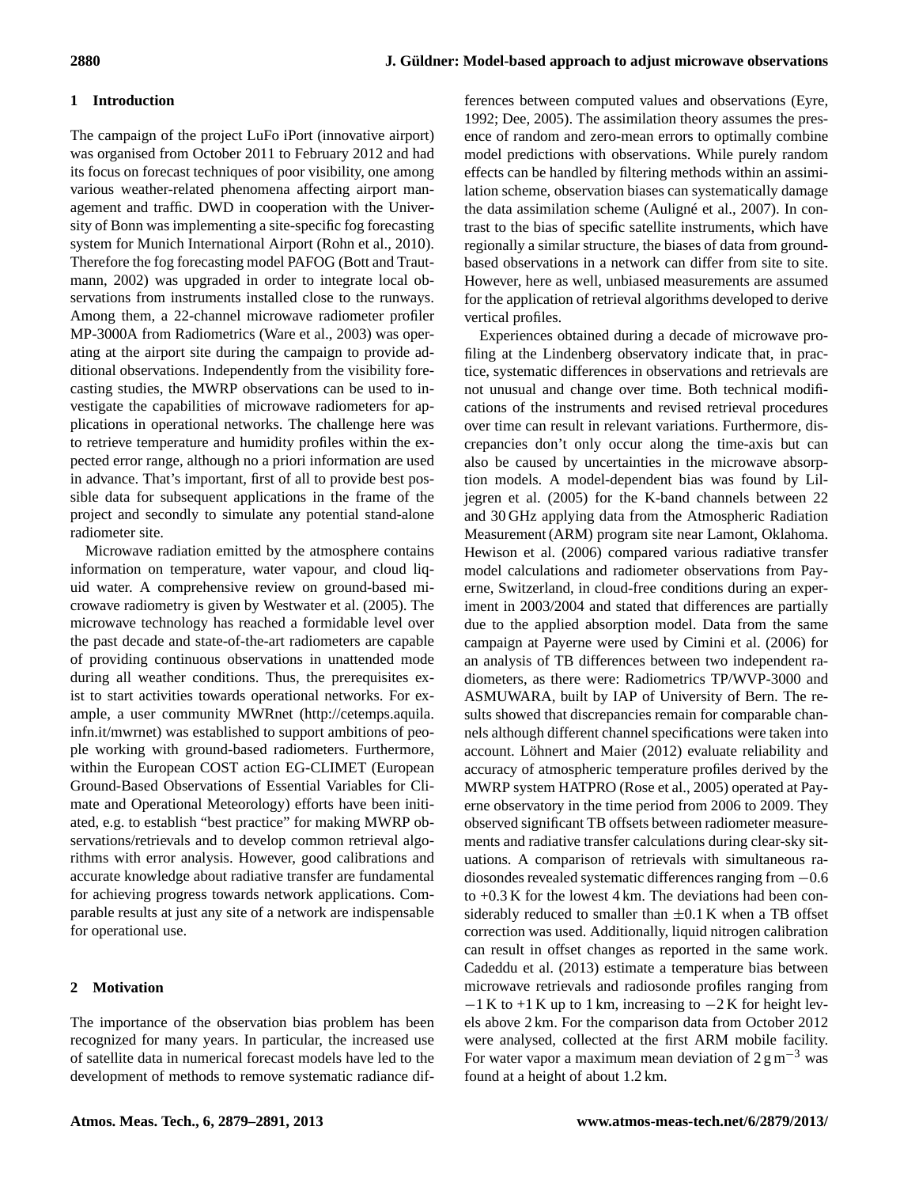## 1 Introduction

The campaign of the project LuFo iPort (innovative airport) was organised from October 2011 to February 2012 and had its focus on forecast techniques of poor visibility, one among various weather-related phenomena affecting airport management and traffic. DWD in cooperation with the University of Bonn was implementing a site-specific fog forecasting system for Munich International Airport (Rohn et al., 2010). Therefore the fog forecasting model PAFOG (Bott and Trautmann, 2002) was upgraded in order to integrate local observations from instruments installed close to the runways. Among them, a 22-channel microwave radiometer profiler MP-3000A from Radiometrics (Ware et al., 2003) was operating at the airport site during the campaign to provide additional observations. Independently from the visibility forecasting studies, the MWRP observations can be used to investigate the capabilities of microwave radiometers for applications in operational networks. The challenge here was to retrieve temperature and humidity profiles within the expected error range, although no a priori information are used in advance. That's important, first of all to provide best possible data for subsequent applications in the frame of the project and secondly to simulate any potential stand-alone radiometer site.

Microwave radiation emitted by the atmosphere contains information on temperature, water vapour, and cloud liquid water. A comprehensive review on ground-based microwave radiometry is given by Westwater et al. (2005). The microwave technology has reached a formidable level over the past decade and state-of-the-art radiometers are capable of providing continuous observations in unattended mode during all weather conditions. Thus, the prerequisites exist to start activities towards operational networks. For example, a user community MWRnet (http://cetemps.aquila.infn.it/mwrnet) was established to support ambitions of people working with ground-based radiometers. Furthermore, within the European COST action EG-CLIMET (European Ground-Based Observations of Essential Variables for Climate and Operational Meteorology) efforts have been initiated, e.g. to establish "best practice" for making MWRP observations/retrievals and to develop common retrieval algorithms with error analysis. However, good calibrations and accurate knowledge about radiative transfer are fundamental for achieving progress towards network applications. Comparable results at just any site of a network are indispensable for operational use.

## 2 Motivation

The importance of the observation bias problem has been recognized for many years. In particular, the increased use of satellite data in numerical forecast models have led to the development of methods to remove systematic radiance differences between computed values and observations (Eyre, 1992; Dee, 2005). The assimilation theory assumes the presence of random and zero-mean errors to optimally combine model predictions with observations. While purely random effects can be handled by filtering methods within an assimilation scheme, observation biases can systematically damage the data assimilation scheme (Auligné et al., 2007). In contrast to the bias of specific satellite instruments, which have regionally a similar structure, the biases of data from ground-based observations in a network can differ from site to site. However, here as well, unbiased measurements are assumed for the application of retrieval algorithms developed to derive vertical profiles.

Experiences obtained during a decade of microwave profiling at the Lindenberg observatory indicate that, in practice, systematic differences in observations and retrievals are not unusual and change over time. Both technical modifications of the instruments and revised retrieval procedures over time can result in relevant variations. Furthermore, discrepancies don't only occur along the time-axis but can also be caused by uncertainties in the microwave absorption models. A model-dependent bias was found by Liljegren et al. (2005) for the K-band channels between 22 and 30 GHz applying data from the Atmospheric Radiation Measurement (ARM) program site near Lamont, Oklahoma. Hewison et al. (2006) compared various radiative transfer model calculations and radiometer observations from Payerne, Switzerland, in cloud-free conditions during an experiment in 2003/2004 and stated that differences are partially due to the applied absorption model. Data from the same campaign at Payerne were used by Cimini et al. (2006) for an analysis of TB differences between two independent radiometers, as there were: Radiometrics TP/WVP-3000 and ASMUWARA, built by IAP of University of Bern. The results showed that discrepancies remain for comparable channels although different channel specifications were taken into account. Löhnert and Maier (2012) evaluate reliability and accuracy of atmospheric temperature profiles derived by the MWRP system HATPRO (Rose et al., 2005) operated at Payerne observatory in the time period from 2006 to 2009. They observed significant TB offsets between radiometer measurements and radiative transfer calculations during clear-sky situations. A comparison of retrievals with simultaneous radiosondes revealed systematic differences ranging from −0.6 to +0.3 K for the lowest 4 km. The deviations had been considerably reduced to smaller than ±0.1 K when a TB offset correction was used. Additionally, liquid nitrogen calibration can result in offset changes as reported in the same work. Cadeddu et al. (2013) estimate a temperature bias between microwave retrievals and radiosonde profiles ranging from −1 K to +1 K up to 1 km, increasing to −2 K for height levels above 2 km. For the comparison data from October 2012 were analysed, collected at the first ARM mobile facility. For water vapor a maximum mean deviation of 2 g m$^{-3}$ was found at a height of about 1.2 km.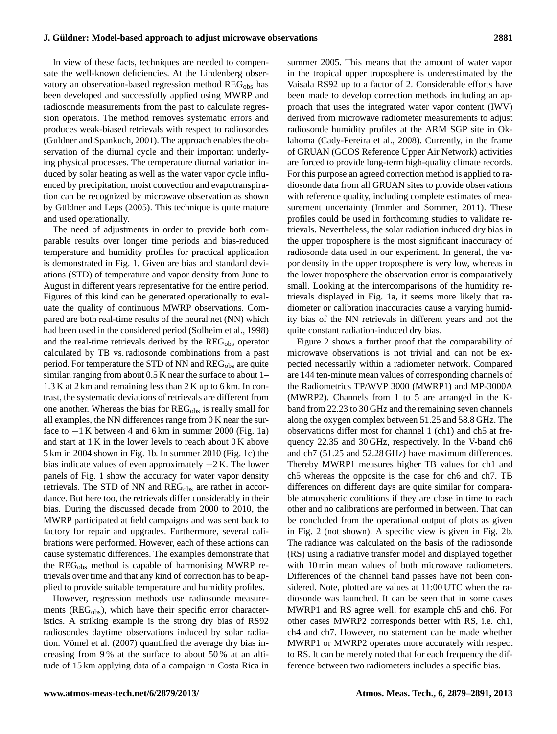In view of these facts, techniques are needed to compensate the well-known deficiencies. At the Lindenberg observatory an observation-based regression method $REG_{obs}$ has been developed and successfully applied using MWRP and radiosonde measurements from the past to calculate regression operators. The method removes systematic errors and produces weak-biased retrievals with respect to radiosondes (Güldner and Spänkuch, 2001). The approach enables the observation of the diurnal cycle and their important underlying physical processes. The temperature diurnal variation induced by solar heating as well as the water vapor cycle influenced by precipitation, moist convection and evapotranspiration can be recognized by microwave observation as shown by Güldner and Leps (2005). This technique is quite mature and used operationally.

The need of adjustments in order to provide both comparable results over longer time periods and bias-reduced temperature and humidity profiles for practical application is demonstrated in Fig. 1. Given are bias and standard deviations (STD) of temperature and vapor density from June to August in different years representative for the entire period. Figures of this kind can be generated operationally to evaluate the quality of continuous MWRP observations. Compared are both real-time results of the neural net (NN) which had been used in the considered period (Solheim et al., 1998) and the real-time retrievals derived by the $REG_{obs}$ operator calculated by TB vs. radiosonde combinations from a past period. For temperature the STD of NN and $REG_{obs}$ are quite similar, ranging from about 0.5 K near the surface to about 1–1.3 K at 2 km and remaining less than 2 K up to 6 km. In contrast, the systematic deviations of retrievals are different from one another. Whereas the bias for $REG_{obs}$ is really small for all examples, the NN differences range from 0 K near the surface to $-1$ K between 4 and 6 km in summer 2000 (Fig. 1a) and start at 1 K in the lower levels to reach about 0 K above 5 km in 2004 shown in Fig. 1b. In summer 2010 (Fig. 1c) the bias indicate values of even approximately $-2$ K. The lower panels of Fig. 1 show the accuracy for water vapor density retrievals. The STD of NN and $REG_{obs}$ are rather in accordance. But here too, the retrievals differ considerably in their bias. During the discussed decade from 2000 to 2010, the MWRP participated at field campaigns and was sent back to factory for repair and upgrades. Furthermore, several calibrations were performed. However, each of these actions can cause systematic differences. The examples demonstrate that the $REG_{obs}$ method is capable of harmonising MWRP retrievals over time and that any kind of correction has to be applied to provide suitable temperature and humidity profiles.

However, regression methods use radiosonde measurements ($REG_{obs}$), which have their specific error characteristics. A striking example is the strong dry bias of RS92 radiosondes daytime observations induced by solar radiation. Vömel et al. (2007) quantified the average dry bias increasing from 9 % at the surface to about 50 % at an altitude of 15 km applying data of a campaign in Costa Rica in summer 2005. This means that the amount of water vapor in the tropical upper troposphere is underestimated by the Vaisala RS92 up to a factor of 2. Considerable efforts have been made to develop correction methods including an approach that uses the integrated water vapor content (IWV) derived from microwave radiometer measurements to adjust radiosonde humidity profiles at the ARM SGP site in Oklahoma (Cady-Pereira et al., 2008). Currently, in the frame of GRUAN (GCOS Reference Upper Air Network) activities are forced to provide long-term high-quality climate records. For this purpose an agreed correction method is applied to radiosonde data from all GRUAN sites to provide observations with reference quality, including complete estimates of measurement uncertainty (Immler and Sommer, 2011). These profiles could be used in forthcoming studies to validate retrievals. Nevertheless, the solar radiation induced dry bias in the upper troposphere is the most significant inaccuracy of radiosonde data used in our experiment. In general, the vapor density in the upper troposphere is very low, whereas in the lower troposphere the observation error is comparatively small. Looking at the intercomparisons of the humidity retrievals displayed in Fig. 1a, it seems more likely that radiometer or calibration inaccuracies cause a varying humidity bias of the NN retrievals in different years and not the quite constant radiation-induced dry bias.

Figure 2 shows a further proof that the comparability of microwave observations is not trivial and can not be expected necessarily within a radiometer network. Compared are 144 ten-minute mean values of corresponding channels of the Radiometrics TP/WVP 3000 (MWRP1) and MP-3000A (MWRP2). Channels from 1 to 5 are arranged in the K-band from 22.23 to 30 GHz and the remaining seven channels along the oxygen complex between 51.25 and 58.8 GHz. The observations differ most for channel 1 (ch1) and ch5 at frequency 22.35 and 30 GHz, respectively. In the V-band ch6 and ch7 (51.25 and 52.28 GHz) have maximum differences. Thereby MWRP1 measures higher TB values for ch1 and ch5 whereas the opposite is the case for ch6 and ch7. TB differences on different days are quite similar for comparable atmospheric conditions if they are close in time to each other and no calibrations are performed in between. That can be concluded from the operational output of plots as given in Fig. 2 (not shown). A specific view is given in Fig. 2b. The radiance was calculated on the basis of the radiosonde (RS) using a radiative transfer model and displayed together with 10 min mean values of both microwave radiometers. Differences of the channel band passes have not been considered. Note, plotted are values at 11:00 UTC when the radiosonde was launched. It can be seen that in some cases MWRP1 and RS agree well, for example ch5 and ch6. For other cases MWRP2 corresponds better with RS, i.e. ch1, ch4 and ch7. However, no statement can be made whether MWRP1 or MWRP2 operates more accurately with respect to RS. It can be merely noted that for each frequency the difference between two radiometers includes a specific bias.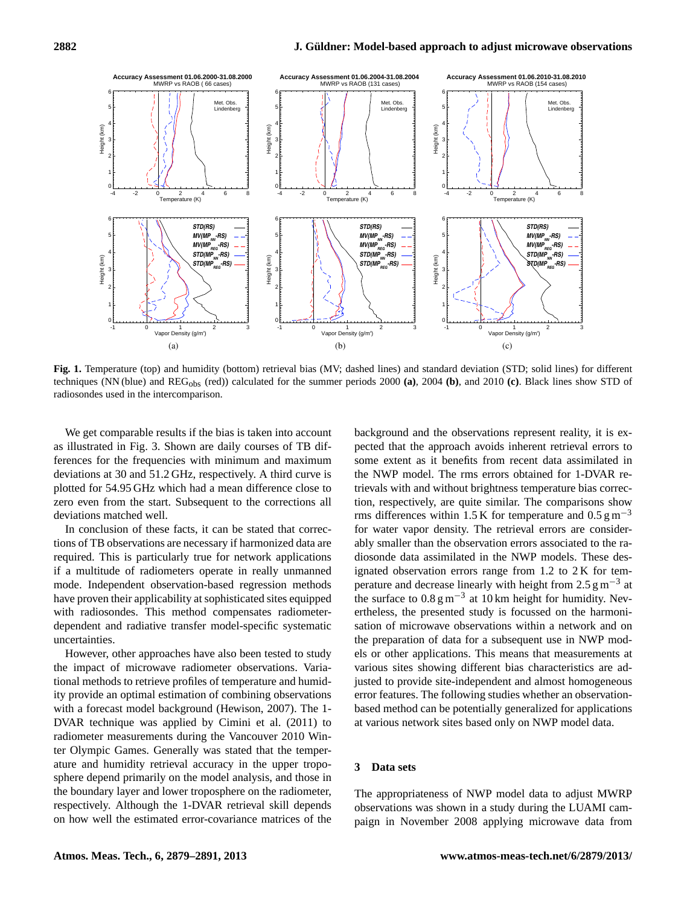**Fig. 1.** Temperature (top) and humidity (bottom) retrieval bias (MV; dashed lines) and standard deviation (STD; solid lines) for different techniques (NN (blue) and $REG_{obs}$ (red)) calculated for the summer periods 2000 **(a)**, 2004 **(b)**, and 2010 **(c)**. Black lines show STD of radiosondes used in the intercomparison.

We get comparable results if the bias is taken into account as illustrated in Fig. 3. Shown are daily courses of TB differences for the frequencies with minimum and maximum deviations at 30 and 51.2 GHz, respectively. A third curve is plotted for 54.95 GHz which had a mean difference close to zero even from the start. Subsequent to the corrections all deviations matched well.

In conclusion of these facts, it can be stated that corrections of TB observations are necessary if harmonized data are required. This is particularly true for network applications if a multitude of radiometers operate in really unmanned mode. Independent observation-based regression methods have proven their applicability at sophisticated sites equipped with radiosondes. This method compensates radiometer-dependent and radiative transfer model-specific systematic uncertainties.

However, other approaches have also been tested to study the impact of microwave radiometer observations. Variational methods to retrieve profiles of temperature and humidity provide an optimal estimation of combining observations with a forecast model background (Hewison, 2007). The 1-DVAR technique was applied by Cimini et al. (2011) to radiometer measurements during the Vancouver 2010 Winter Olympic Games. Generally was stated that the temperature and humidity retrieval accuracy in the upper troposphere depend primarily on the model analysis, and those in the boundary layer and lower troposphere on the radiometer, respectively. Although the 1-DVAR retrieval skill depends on how well the estimated error-covariance matrices of the background and the observations represent reality, it is expected that the approach avoids inherent retrieval errors to some extent as it benefits from recent data assimilated in the NWP model. The rms errors obtained for 1-DVAR retrievals with and without brightness temperature bias correction, respectively, are quite similar. The comparisons show rms differences within 1.5 K for temperature and 0.5 $g\,m^{-3}$ for water vapor density. The retrieval errors are considerably smaller than the observation errors associated to the radiosonde data assimilated in the NWP models. These designated observation errors range from 1.2 to 2 K for temperature and decrease linearly with height from 2.5 $g\,m^{-3}$ at the surface to 0.8 $g\,m^{-3}$ at 10 km height for humidity. Nevertheless, the presented study is focussed on the harmonisation of microwave observations within a network and on the preparation of data for a subsequent use in NWP models or other applications. This means that measurements at various sites showing different bias characteristics are adjusted to provide site-independent and almost homogeneous error features. The following studies whether an observation-based method can be potentially generalized for applications at various network sites based only on NWP model data.

## 3 Data sets

The appropriateness of NWP model data to adjust MWRP observations was shown in a study during the LUAMI campaign in November 2008 applying microwave data from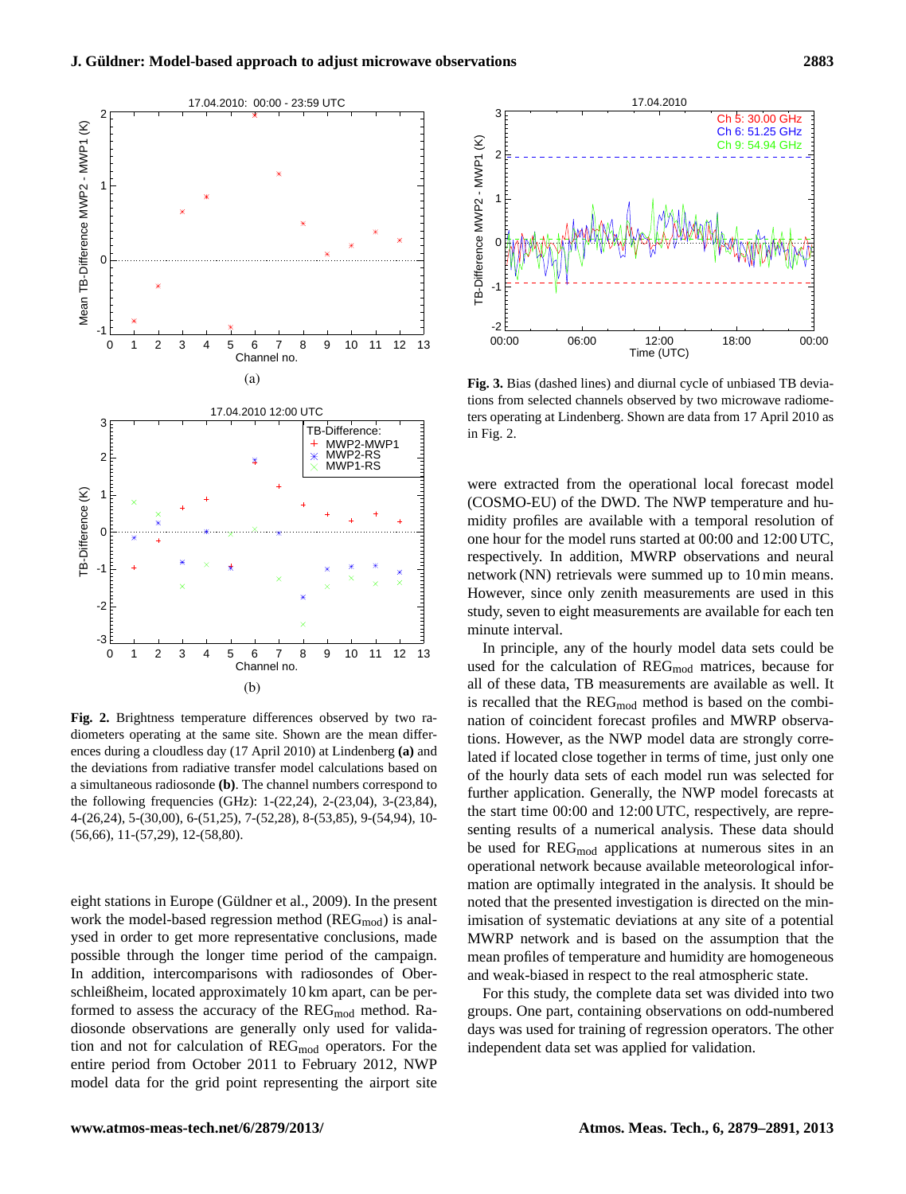**Fig. 2.** Brightness temperature differences observed by two radiometers operating at the same site. Shown are the mean differences during a cloudless day (17 April 2010) at Lindenberg **(a)** and the deviations from radiative transfer model calculations based on a simultaneous radiosonde **(b)**. The channel numbers correspond to the following frequencies (GHz): 1-(22,24), 2-(23,04), 3-(23,84), 4-(26,24), 5-(30,00), 6-(51,25), 7-(52,28), 8-(53,85), 9-(54,94), 10-(56,66), 11-(57,29), 12-(58,80).

**Fig. 3.** Bias (dashed lines) and diurnal cycle of unbiased TB deviations from selected channels observed by two microwave radiometers operating at Lindenberg. Shown are data from 17 April 2010 as in Fig. 2.

eight stations in Europe (Güldner et al., 2009). In the present work the model-based regression method ($\text{REG}_{\text{mod}}$) is analysed in order to get more representative conclusions, made possible through the longer time period of the campaign. In addition, intercomparisons with radiosondes of Oberschleißheim, located approximately 10 km apart, can be performed to assess the accuracy of the $\text{REG}_{\text{mod}}$ method. Radiosonde observations are generally only used for validation and not for calculation of $\text{REG}_{\text{mod}}$ operators. For the entire period from October 2011 to February 2012, NWP model data for the grid point representing the airport site were extracted from the operational local forecast model (COSMO-EU) of the DWD. The NWP temperature and humidity profiles are available with a temporal resolution of one hour for the model runs started at 00:00 and 12:00 UTC, respectively. In addition, MWRP observations and neural network (NN) retrievals were summed up to 10 min means. However, since only zenith measurements are used in this study, seven to eight measurements are available for each ten minute interval.

In principle, any of the hourly model data sets could be used for the calculation of $\text{REG}_{\text{mod}}$ matrices, because for all of these data, TB measurements are available as well. It is recalled that the $\text{REG}_{\text{mod}}$ method is based on the combination of coincident forecast profiles and MWRP observations. However, as the NWP model data are strongly correlated if located close together in terms of time, just only one of the hourly data sets of each model run was selected for further application. Generally, the NWP model forecasts at the start time 00:00 and 12:00 UTC, respectively, are representing results of a numerical analysis. These data should be used for $\text{REG}_{\text{mod}}$ applications at numerous sites in an operational network because available meteorological information are optimally integrated in the analysis. It should be noted that the presented investigation is directed on the minimisation of systematic deviations at any site of a potential MWRP network and is based on the assumption that the mean profiles of temperature and humidity are homogeneous and weak-biased in respect to the real atmospheric state.

For this study, the complete data set was divided into two groups. One part, containing observations on odd-numbered days was used for training of regression operators. The other independent data set was applied for validation.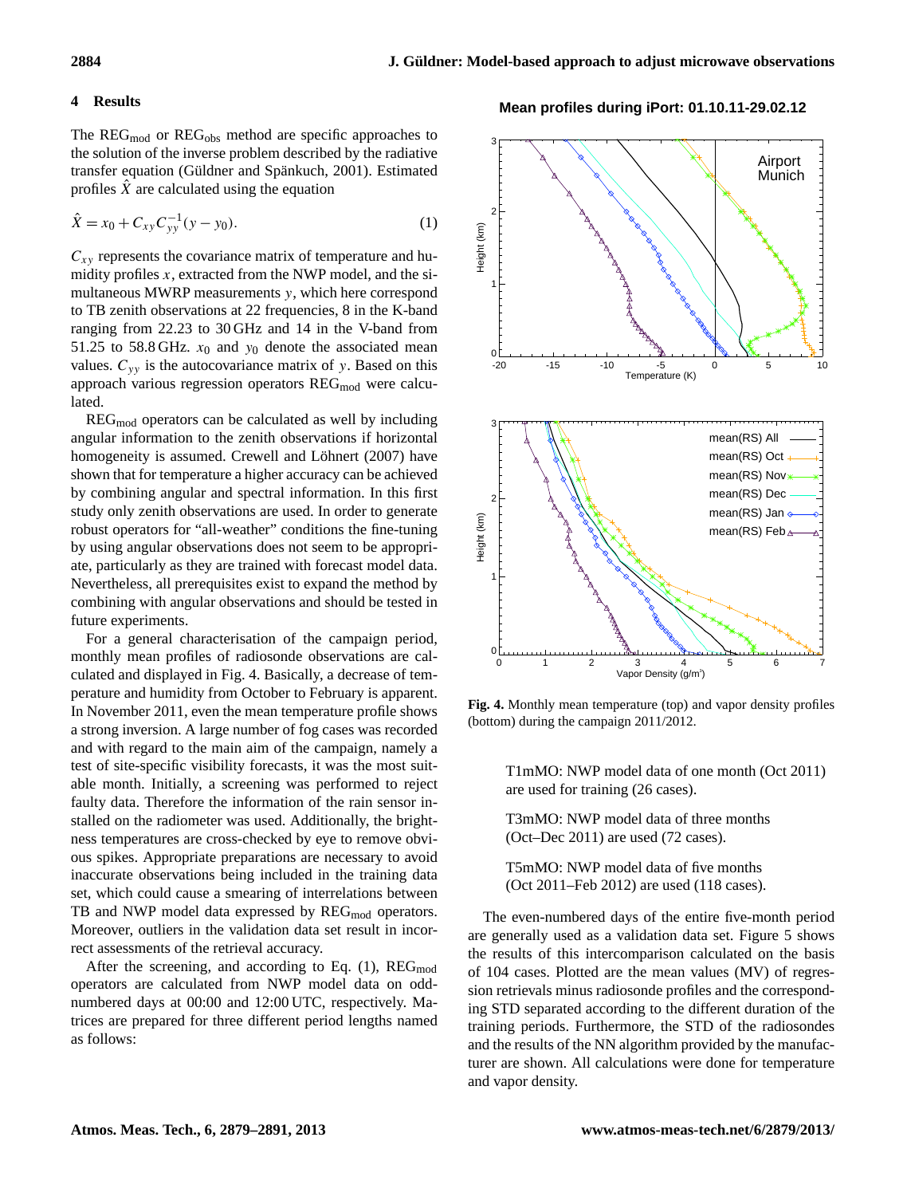## 4 Results

The $\text{REG}_{\text{mod}}$ or $\text{REG}_{\text{obs}}$ method are specific approaches to the solution of the inverse problem described by the radiative transfer equation (Güldner and Spänkuch, 2001). Estimated profiles $\hat{X}$ are calculated using the equation

$$\hat{X} = x_0 + C_{xy} C_{yy}^{-1} (y - y_0). \tag{1}$$

$C_{xy}$ represents the covariance matrix of temperature and humidity profiles $x$, extracted from the NWP model, and the simultaneous MWRP measurements $y$, which here correspond to TB zenith observations at 22 frequencies, 8 in the K-band ranging from 22.23 to 30 GHz and 14 in the V-band from 51.25 to 58.8 GHz. $x_0$ and $y_0$ denote the associated mean values. $C_{yy}$ is the autocovariance matrix of $y$. Based on this approach various regression operators $\text{REG}_{\text{mod}}$ were calculated.

$\text{REG}_{\text{mod}}$ operators can be calculated as well by including angular information to the zenith observations if horizontal homogeneity is assumed. Crewell and Löhnert (2007) have shown that for temperature a higher accuracy can be achieved by combining angular and spectral information. In this first study only zenith observations are used. In order to generate robust operators for "all-weather" conditions the fine-tuning by using angular observations does not seem to be appropriate, particularly as they are trained with forecast model data. Nevertheless, all prerequisites exist to expand the method by combining with angular observations and should be tested in future experiments.

For a general characterisation of the campaign period, monthly mean profiles of radiosonde observations are calculated and displayed in Fig. 4. Basically, a decrease of temperature and humidity from October to February is apparent. In November 2011, even the mean temperature profile shows a strong inversion. A large number of fog cases was recorded and with regard to the main aim of the campaign, namely a test of site-specific visibility forecasts, it was the most suitable month. Initially, a screening was performed to reject faulty data. Therefore the information of the rain sensor installed on the radiometer was used. Additionally, the brightness temperatures are cross-checked by eye to remove obvious spikes. Appropriate preparations are necessary to avoid inaccurate observations being included in the training data set, which could cause a smearing of interrelations between TB and NWP model data expressed by $\text{REG}_{\text{mod}}$ operators. Moreover, outliers in the validation data set result in incorrect assessments of the retrieval accuracy.

After the screening, and according to Eq. (1), $\text{REG}_{\text{mod}}$ operators are calculated from NWP model data on odd-numbered days at 00:00 and 12:00 UTC, respectively. Matrices are prepared for three different period lengths named as follows:

**Fig. 4.** Monthly mean temperature (top) and vapor density profiles (bottom) during the campaign 2011/2012.

T1mMO: NWP model data of one month (Oct 2011) are used for training (26 cases).

T3mMO: NWP model data of three months (Oct–Dec 2011) are used (72 cases).

T5mMO: NWP model data of five months (Oct 2011–Feb 2012) are used (118 cases).

The even-numbered days of the entire five-month period are generally used as a validation data set. Figure 5 shows the results of this intercomparison calculated on the basis of 104 cases. Plotted are the mean values (MV) of regression retrievals minus radiosonde profiles and the corresponding STD separated according to the different duration of the training periods. Furthermore, the STD of the radiosondes and the results of the NN algorithm provided by the manufacturer are shown. All calculations were done for temperature and vapor density.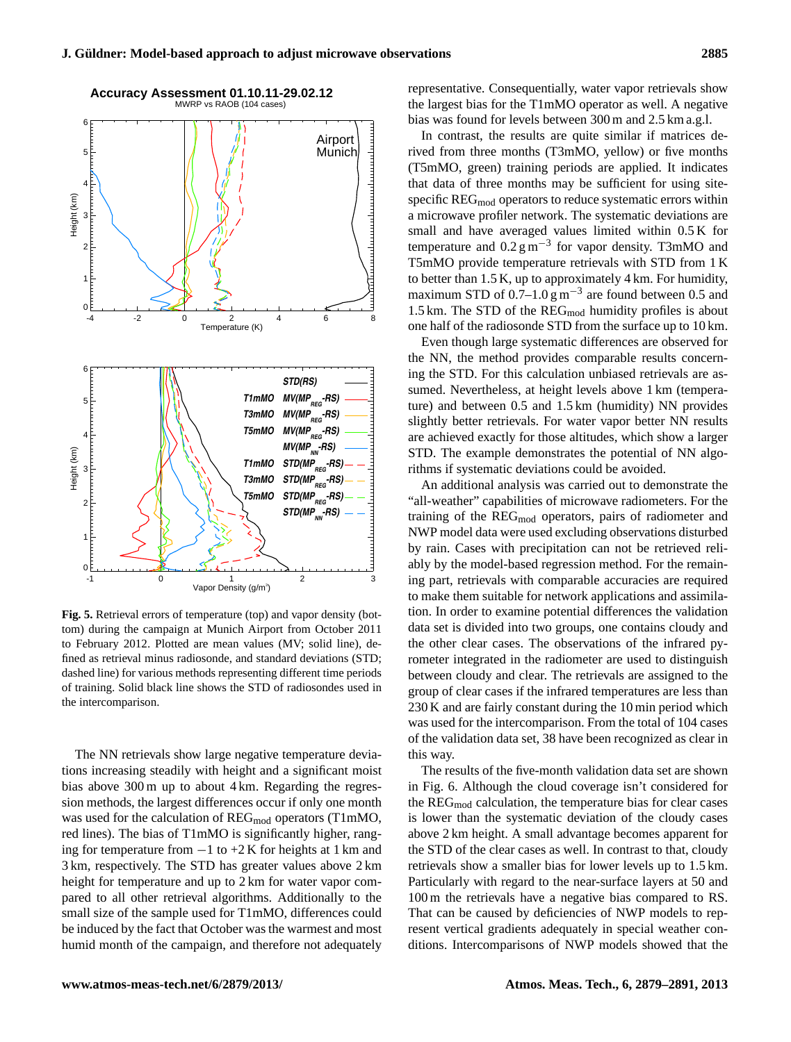**Fig. 5.** Retrieval errors of temperature (top) and vapor density (bottom) during the campaign at Munich Airport from October 2011 to February 2012. Plotted are mean values (MV; solid line), defined as retrieval minus radiosonde, and standard deviations (STD; dashed line) for various methods representing different time periods of training. Solid black line shows the STD of radiosondes used in the intercomparison.

The NN retrievals show large negative temperature deviations increasing steadily with height and a significant moist bias above 300 m up to about 4 km. Regarding the regression methods, the largest differences occur if only one month was used for the calculation of $\mathrm{REG_{mod}}$ operators (T1mMO, red lines). The bias of T1mMO is significantly higher, ranging for temperature from −1 to +2 K for heights at 1 km and 3 km, respectively. The STD has greater values above 2 km height for temperature and up to 2 km for water vapor compared to all other retrieval algorithms. Additionally to the small size of the sample used for T1mMO, differences could be induced by the fact that October was the warmest and most humid month of the campaign, and therefore not adequately representative. Consequentially, water vapor retrievals show the largest bias for the T1mMO operator as well. A negative bias was found for levels between 300 m and 2.5 km a.g.l.

In contrast, the results are quite similar if matrices derived from three months (T3mMO, yellow) or five months (T5mMO, green) training periods are applied. It indicates that data of three months may be sufficient for using site-specific $\mathrm{REG_{mod}}$ operators to reduce systematic errors within a microwave profiler network. The systematic deviations are small and have averaged values limited within 0.5 K for temperature and 0.2 $\mathrm{g\,m^{-3}}$ for vapor density. T3mMO and T5mMO provide temperature retrievals with STD from 1 K to better than 1.5 K, up to approximately 4 km. For humidity, maximum STD of 0.7–1.0 $\mathrm{g\,m^{-3}}$ are found between 0.5 and 1.5 km. The STD of the $\mathrm{REG_{mod}}$ humidity profiles is about one half of the radiosonde STD from the surface up to 10 km.

Even though large systematic differences are observed for the NN, the method provides comparable results concerning the STD. For this calculation unbiased retrievals are assumed. Nevertheless, at height levels above 1 km (temperature) and between 0.5 and 1.5 km (humidity) NN provides slightly better retrievals. For water vapor better NN results are achieved exactly for those altitudes, which show a larger STD. The example demonstrates the potential of NN algorithms if systematic deviations could be avoided.

An additional analysis was carried out to demonstrate the "all-weather" capabilities of microwave radiometers. For the training of the $\mathrm{REG_{mod}}$ operators, pairs of radiometer and NWP model data were used excluding observations disturbed by rain. Cases with precipitation can not be retrieved reliably by the model-based regression method. For the remaining part, retrievals with comparable accuracies are required to make them suitable for network applications and assimilation. In order to examine potential differences the validation data set is divided into two groups, one contains cloudy and the other clear cases. The observations of the infrared pyrometer integrated in the radiometer are used to distinguish between cloudy and clear. The retrievals are assigned to the group of clear cases if the infrared temperatures are less than 230 K and are fairly constant during the 10 min period which was used for the intercomparison. From the total of 104 cases of the validation data set, 38 have been recognized as clear in this way.

The results of the five-month validation data set are shown in Fig. 6. Although the cloud coverage isn't considered for the $\mathrm{REG_{mod}}$ calculation, the temperature bias for clear cases is lower than the systematic deviation of the cloudy cases above 2 km height. A small advantage becomes apparent for the STD of the clear cases as well. In contrast to that, cloudy retrievals show a smaller bias for lower levels up to 1.5 km. Particularly with regard to the near-surface layers at 50 and 100 m the retrievals have a negative bias compared to RS. That can be caused by deficiencies of NWP models to represent vertical gradients adequately in special weather conditions. Intercomparisons of NWP models showed that the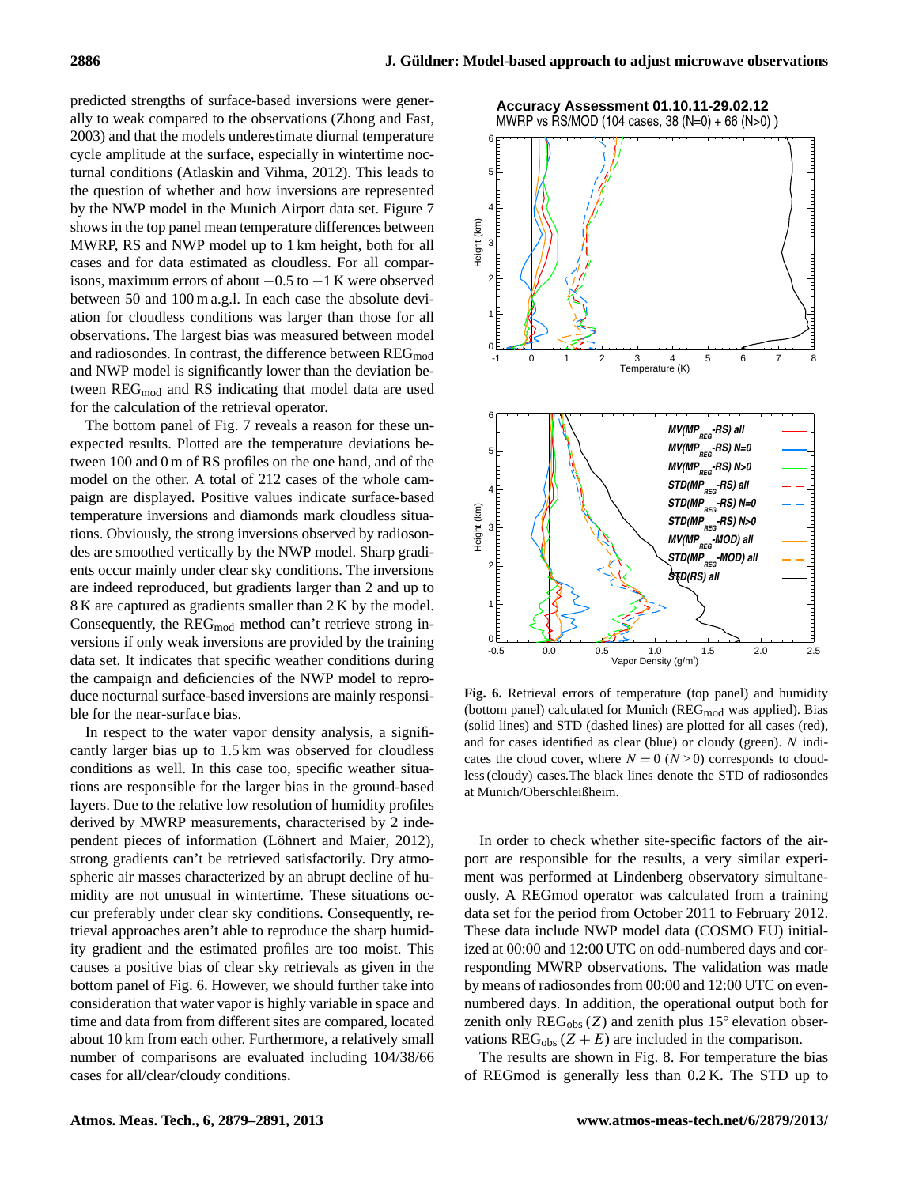predicted strengths of surface-based inversions were generally to weak compared to the observations (Zhong and Fast, 2003) and that the models underestimate diurnal temperature cycle amplitude at the surface, especially in wintertime nocturnal conditions (Atlaskin and Vihma, 2012). This leads to the question of whether and how inversions are represented by the NWP model in the Munich Airport data set. Figure 7 shows in the top panel mean temperature differences between MWRP, RS and NWP model up to 1 km height, both for all cases and for data estimated as cloudless. For all comparisons, maximum errors of about −0.5 to −1 K were observed between 50 and 100 m a.g.l. In each case the absolute deviation for cloudless conditions was larger than those for all observations. The largest bias was measured between model and radiosondes. In contrast, the difference between $\mathrm{REG_{mod}}$ and NWP model is significantly lower than the deviation between $\mathrm{REG_{mod}}$ and RS indicating that model data are used for the calculation of the retrieval operator.

The bottom panel of Fig. 7 reveals a reason for these unexpected results. Plotted are the temperature deviations between 100 and 0 m of RS profiles on the one hand, and of the model on the other. A total of 212 cases of the whole campaign are displayed. Positive values indicate surface-based temperature inversions and diamonds mark cloudless situations. Obviously, the strong inversions observed by radiosondes are smoothed vertically by the NWP model. Sharp gradients occur mainly under clear sky conditions. The inversions are indeed reproduced, but gradients larger than 2 and up to 8 K are captured as gradients smaller than 2 K by the model. Consequently, the $\mathrm{REG_{mod}}$ method can't retrieve strong inversions if only weak inversions are provided by the training data set. It indicates that specific weather conditions during the campaign and deficiencies of the NWP model to reproduce nocturnal surface-based inversions are mainly responsible for the near-surface bias.

In respect to the water vapor density analysis, a significantly larger bias up to 1.5 km was observed for cloudless conditions as well. In this case too, specific weather situations are responsible for the larger bias in the ground-based layers. Due to the relative low resolution of humidity profiles derived by MWRP measurements, characterised by 2 independent pieces of information (Löhnert and Maier, 2012), strong gradients can't be retrieved satisfactorily. Dry atmospheric air masses characterized by an abrupt decline of humidity are not unusual in wintertime. These situations occur preferably under clear sky conditions. Consequently, retrieval approaches aren't able to reproduce the sharp humidity gradient and the estimated profiles are too moist. This causes a positive bias of clear sky retrievals as given in the bottom panel of Fig. 6. However, we should further take into consideration that water vapor is highly variable in space and time and data from from different sites are compared, located about 10 km from each other. Furthermore, a relatively small number of comparisons are evaluated including 104/38/66 cases for all/clear/cloudy conditions.

**Fig. 6.** Retrieval errors of temperature (top panel) and humidity (bottom panel) calculated for Munich ($\mathrm{REG_{mod}}$ was applied). Bias (solid lines) and STD (dashed lines) are plotted for all cases (red), and for cases identified as clear (blue) or cloudy (green). $N$ indicates the cloud cover, where $N = 0$ ($N > 0$) corresponds to cloudless (cloudy) cases. The black lines denote the STD of radiosondes at Munich/Oberschleißheim.

In order to check whether site-specific factors of the airport are responsible for the results, a very similar experiment was performed at Lindenberg observatory simultaneously. A REGmod operator was calculated from a training data set for the period from October 2011 to February 2012. These data include NWP model data (COSMO EU) initialized at 00:00 and 12:00 UTC on odd-numbered days and corresponding MWRP observations. The validation was made by means of radiosondes from 00:00 and 12:00 UTC on even-numbered days. In addition, the operational output both for zenith only $\mathrm{REG_{obs}}$ $(Z)$ and zenith plus 15° elevation observations $\mathrm{REG_{obs}}$ $(Z+E)$ are included in the comparison.

The results are shown in Fig. 8. For temperature the bias of REGmod is generally less than 0.2 K. The STD up to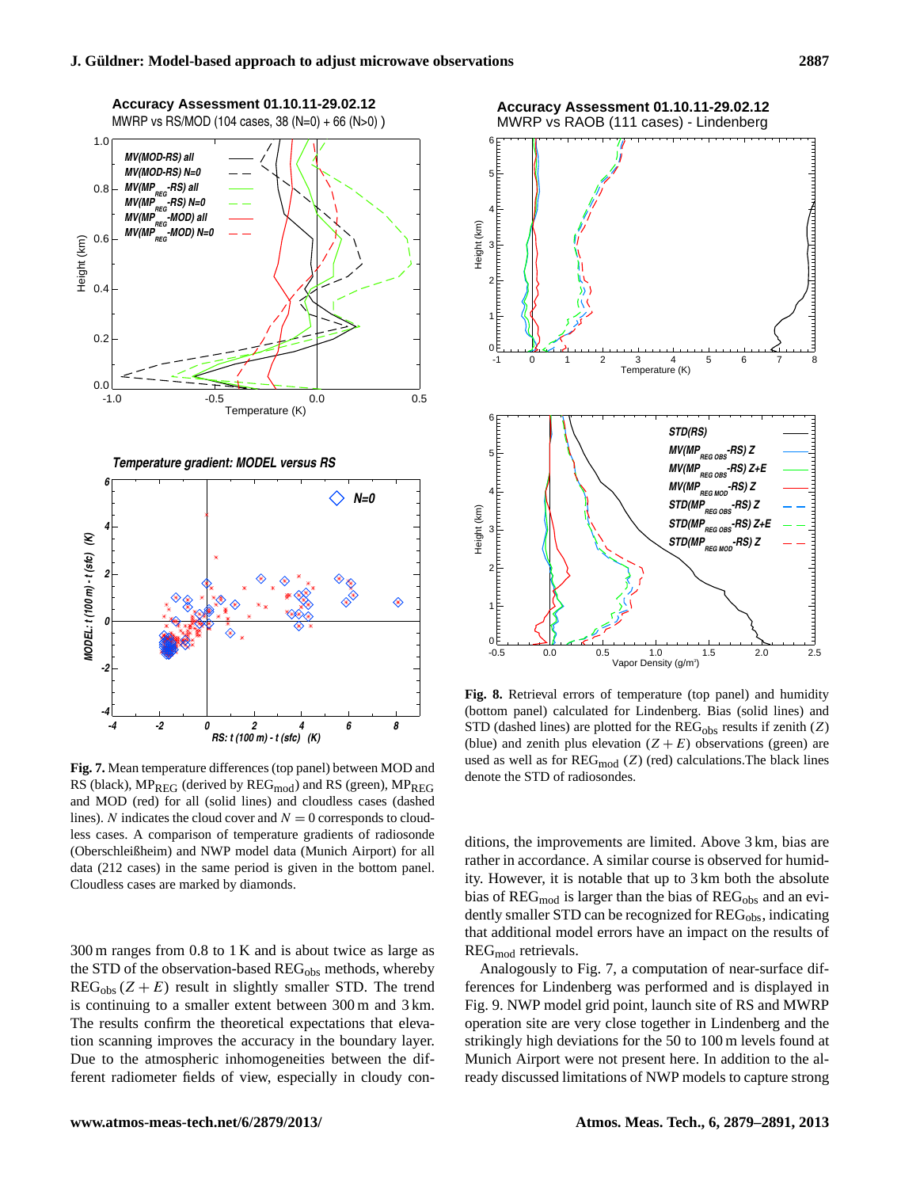**Fig. 7.** Mean temperature differences (top panel) between MOD and RS (black), $MP_{REG}$ (derived by $REG_{mod}$) and RS (green), $MP_{REG}$ and MOD (red) for all (solid lines) and cloudless cases (dashed lines). $N$ indicates the cloud cover and $N = 0$ corresponds to cloudless cases. A comparison of temperature gradients of radiosonde (Oberschleißheim) and NWP model data (Munich Airport) for all data (212 cases) in the same period is given in the bottom panel. Cloudless cases are marked by diamonds.

300 m ranges from 0.8 to 1 K and is about twice as large as the STD of the observation-based $REG_{obs}$ methods, whereby $REG_{obs}$ $(Z+E)$ result in slightly smaller STD. The trend is continuing to a smaller extent between 300 m and 3 km. The results confirm the theoretical expectations that elevation scanning improves the accuracy in the boundary layer. Due to the atmospheric inhomogeneities between the different radiometer fields of view, especially in cloudy conditions, the improvements are limited. Above 3 km, bias are rather in accordance. A similar course is observed for humidity. However, it is notable that up to 3 km both the absolute bias of $REG_{mod}$ is larger than the bias of $REG_{obs}$ and an evidently smaller STD can be recognized for $REG_{obs}$, indicating that additional model errors have an impact on the results of $REG_{mod}$ retrievals.

**Fig. 8.** Retrieval errors of temperature (top panel) and humidity (bottom panel) calculated for Lindenberg. Bias (solid lines) and STD (dashed lines) are plotted for the $REG_{obs}$ results if zenith ($Z$) (blue) and zenith plus elevation ($Z+E$) (green) observations are used as well as for $REG_{mod}$ ($Z$) (red) calculations. The black lines denote the STD of radiosondes.

Analogously to Fig. 7, a computation of near-surface differences for Lindenberg was performed and is displayed in Fig. 9. NWP model grid point, launch site of RS and MWRP operation site are very close together in Lindenberg and the strikingly high deviations for the 50 to 100 m levels found at Munich Airport were not present here. In addition to the already discussed limitations of NWP models to capture strong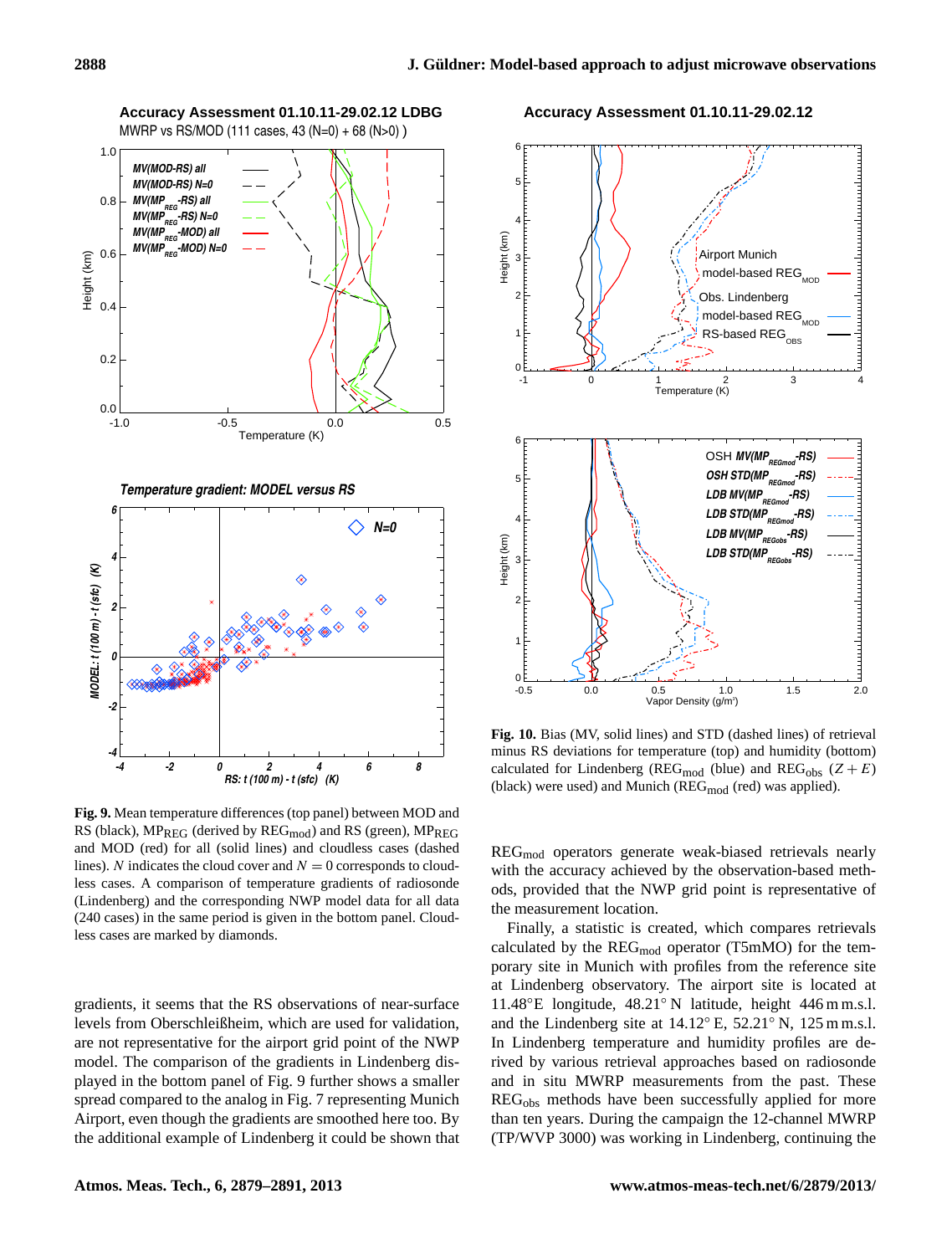**Fig. 9.** Mean temperature differences (top panel) between MOD and RS (black), $MP_{REG}$ (derived by $REG_{mod}$) and RS (green), $MP_{REG}$ and MOD (red) for all (solid lines) and cloudless cases (dashed lines). $N$ indicates the cloud cover and $N = 0$ corresponds to cloudless cases. A comparison of temperature gradients of radiosonde (Lindenberg) and the corresponding NWP model data for all data (240 cases) in the same period is given in the bottom panel. Cloudless cases are marked by diamonds.

gradients, it seems that the RS observations of near-surface levels from Oberschleißheim, which are used for validation, are not representative for the airport grid point of the NWP model. The comparison of the gradients in Lindenberg displayed in the bottom panel of Fig. 9 further shows a smaller spread compared to the analog in Fig. 7 representing Munich Airport, even though the gradients are smoothed here too. By the additional example of Lindenberg it could be shown that

**Fig. 10.** Bias (MV, solid lines) and STD (dashed lines) of retrieval minus RS deviations for temperature (top) and humidity (bottom) calculated for Lindenberg ($REG_{mod}$ (blue) and $REG_{obs}$ $(Z + E)$ (black) were used) and Munich ($REG_{mod}$ (red) was applied).

$REG_{mod}$ operators generate weak-biased retrievals nearly with the accuracy achieved by the observation-based methods, provided that the NWP grid point is representative of the measurement location.

Finally, a statistic is created, which compares retrievals calculated by the $REG_{mod}$ operator (T5mMO) for the temporary site in Munich with profiles from the reference site at Lindenberg observatory. The airport site is located at 11.48° E longitude, 48.21° N latitude, height 446 m m.s.l. and the Lindenberg site at 14.12° E, 52.21° N, 125 m m.s.l. In Lindenberg temperature and humidity profiles are derived by various retrieval approaches based on radiosonde and in situ MWRP measurements from the past. These $REG_{obs}$ methods have been successfully applied for more than ten years. During the campaign the 12-channel MWRP (TP/WVP 3000) was working in Lindenberg, continuing the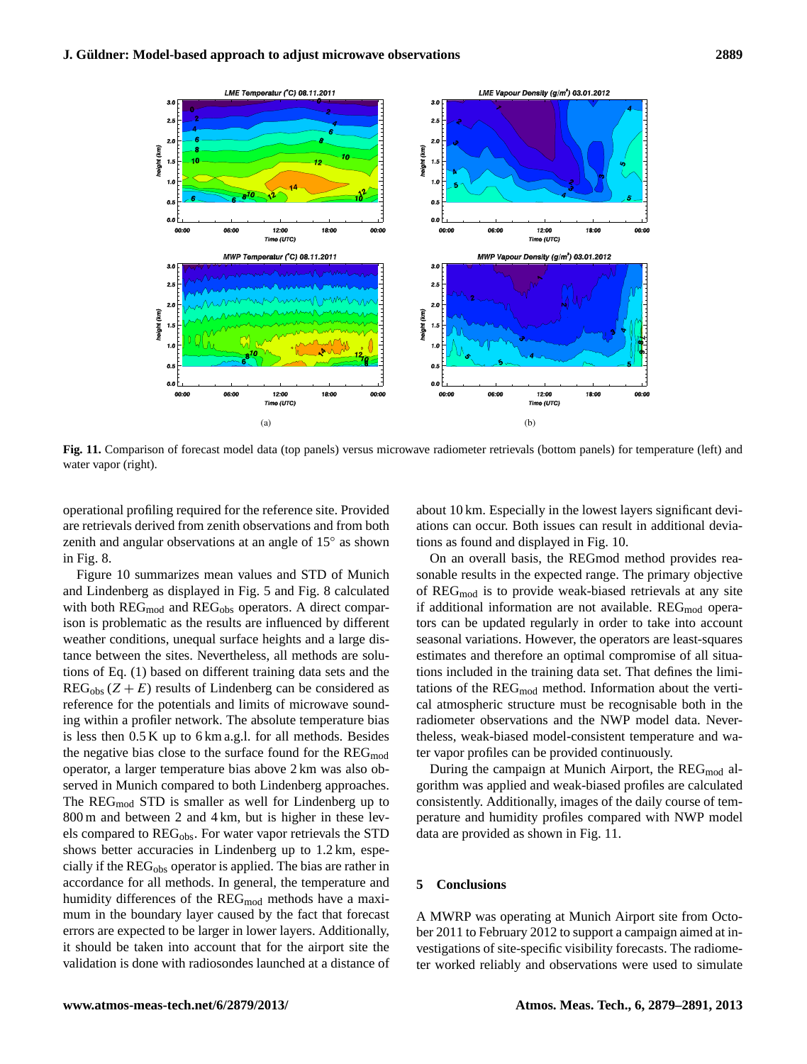Fig. 11. Comparison of forecast model data (top panels) versus microwave radiometer retrievals (bottom panels) for temperature (left) and water vapor (right).

operational profiling required for the reference site. Provided are retrievals derived from zenith observations and from both zenith and angular observations at an angle of 15° as shown in Fig. 8.

Figure 10 summarizes mean values and STD of Munich and Lindenberg as displayed in Fig. 5 and Fig. 8 calculated with both $\text{REG}_{\text{mod}}$ and $\text{REG}_{\text{obs}}$ operators. A direct comparison is problematic as the results are influenced by different weather conditions, unequal surface heights and a large distance between the sites. Nevertheless, all methods are solutions of Eq. (1) based on different training data sets and the $\text{REG}_{\text{obs}}$ $(Z+E)$ results of Lindenberg can be considered as reference for the potentials and limits of microwave sounding within a profiler network. The absolute temperature bias is less then 0.5 K up to 6 km a.g.l. for all methods. Besides the negative bias close to the surface found for the $\text{REG}_{\text{mod}}$ operator, a larger temperature bias above 2 km was also observed in Munich compared to both Lindenberg approaches. The $\text{REG}_{\text{mod}}$ STD is smaller as well for Lindenberg up to 800 m and between 2 and 4 km, but is higher in these levels compared to $\text{REG}_{\text{obs}}$. For water vapor retrievals the STD shows better accuracies in Lindenberg up to 1.2 km, especially if the $\text{REG}_{\text{obs}}$ operator is applied. The bias are rather in accordance for all methods. In general, the temperature and humidity differences of the $\text{REG}_{\text{mod}}$ methods have a maximum in the boundary layer caused by the fact that forecast errors are expected to be larger in lower layers. Additionally, it should be taken into account that for the airport site the validation is done with radiosondes launched at a distance of about 10 km. Especially in the lowest layers significant deviations can occur. Both issues can result in additional deviations as found and displayed in Fig. 10.

On an overall basis, the REGmod method provides reasonable results in the expected range. The primary objective of $\text{REG}_{\text{mod}}$ is to provide weak-biased retrievals at any site if additional information are not available. $\text{REG}_{\text{mod}}$ operators can be updated regularly in order to take into account seasonal variations. However, the operators are least-squares estimates and therefore an optimal compromise of all situations included in the training data set. That defines the limitations of the $\text{REG}_{\text{mod}}$ method. Information about the vertical atmospheric structure must be recognisable both in the radiometer observations and the NWP model data. Nevertheless, weak-biased model-consistent temperature and water vapor profiles can be provided continuously.

During the campaign at Munich Airport, the $\text{REG}_{\text{mod}}$ algorithm was applied and weak-biased profiles are calculated consistently. Additionally, images of the daily course of temperature and humidity profiles compared with NWP model data are provided as shown in Fig. 11.

## 5 Conclusions

A MWRP was operating at Munich Airport site from October 2011 to February 2012 to support a campaign aimed at investigations of site-specific visibility forecasts. The radiometer worked reliably and observations were used to simulate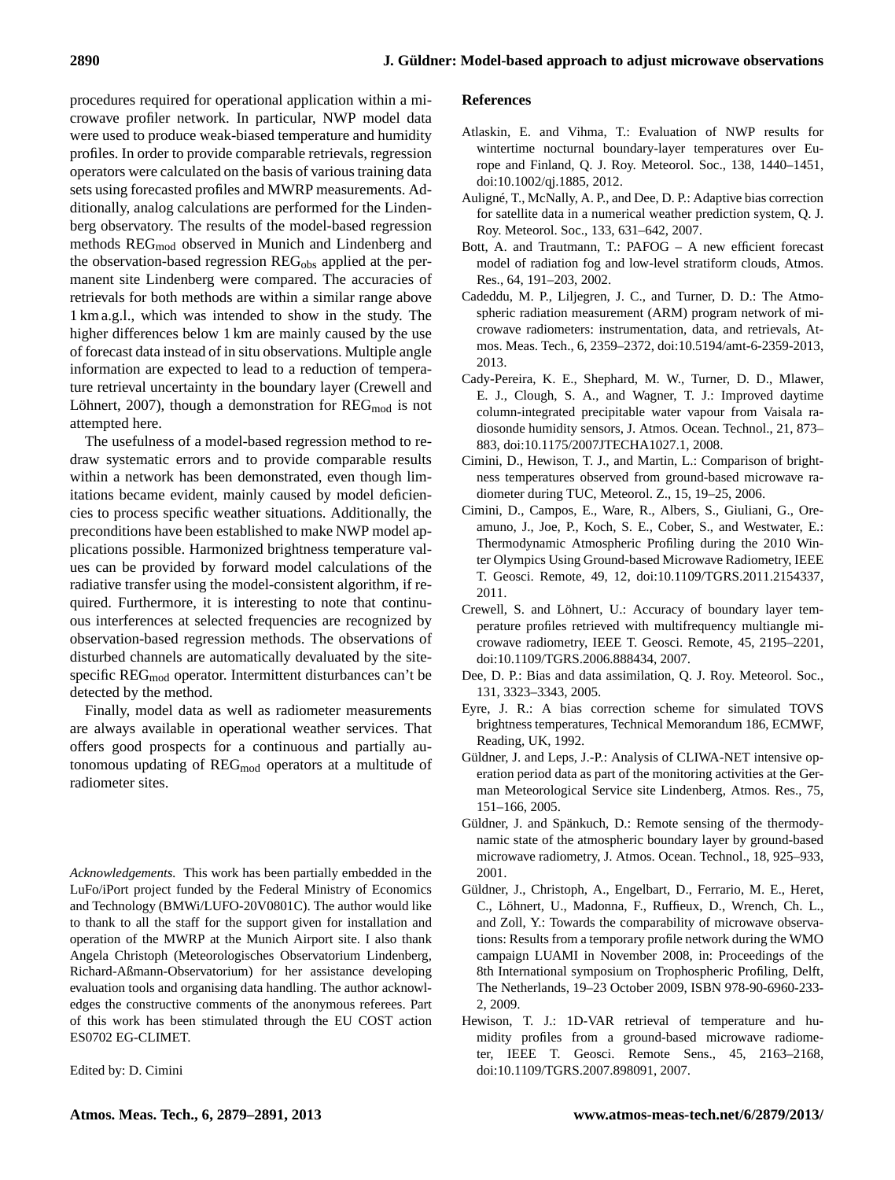procedures required for operational application within a microwave profiler network. In particular, NWP model data were used to produce weak-biased temperature and humidity profiles. In order to provide comparable retrievals, regression operators were calculated on the basis of various training data sets using forecasted profiles and MWRP measurements. Additionally, analog calculations are performed for the Lindenberg observatory. The results of the model-based regression methods $REG_{mod}$ observed in Munich and Lindenberg and the observation-based regression $REG_{obs}$ applied at the permanent site Lindenberg were compared. The accuracies of retrievals for both methods are within a similar range above 1 km a.g.l., which was intended to show in the study. The higher differences below 1 km are mainly caused by the use of forecast data instead of in situ observations. Multiple angle information are expected to lead to a reduction of temperature retrieval uncertainty in the boundary layer (Crewell and Löhnert, 2007), though a demonstration for $REG_{mod}$ is not attempted here.

The usefulness of a model-based regression method to redraw systematic errors and to provide comparable results within a network has been demonstrated, even though limitations became evident, mainly caused by model deficiencies to process specific weather situations. Additionally, the preconditions have been established to make NWP model applications possible. Harmonized brightness temperature values can be provided by forward model calculations of the radiative transfer using the model-consistent algorithm, if required. Furthermore, it is interesting to note that continuous interferences at selected frequencies are recognized by observation-based regression methods. The observations of disturbed channels are automatically devaluated by the site-specific $REG_{mod}$ operator. Intermittent disturbances can't be detected by the method.

Finally, model data as well as radiometer measurements are always available in operational weather services. That offers good prospects for a continuous and partially autonomous updating of $REG_{mod}$ operators at a multitude of radiometer sites.

*Acknowledgements.* This work has been partially embedded in the LuFo/iPort project funded by the Federal Ministry of Economics and Technology (BMWi/LUFO-20V0801C). The author would like to thank to all the staff for the support given for installation and operation of the MWRP at the Munich Airport site. I also thank Angela Christoph (Meteorologisches Observatorium Lindenberg, Richard-Aßmann-Observatorium) for her assistance developing evaluation tools and organising data handling. The author acknowledges the constructive comments of the anonymous referees. Part of this work has been stimulated through the EU COST action ES0702 EG-CLIMET.

Edited by: D. Cimini

## References

Atlaskin, E. and Vihma, T.: Evaluation of NWP results for wintertime nocturnal boundary-layer temperatures over Europe and Finland, Q. J. Roy. Meteorol. Soc., 138, 1440–1451, doi:10.1002/qj.1885, 2012.

Auligné, T., McNally, A. P., and Dee, D. P.: Adaptive bias correction for satellite data in a numerical weather prediction system, Q. J. Roy. Meteorol. Soc., 133, 631–642, 2007.

Bott, A. and Trautmann, T.: PAFOG – A new efficient forecast model of radiation fog and low-level stratiform clouds, Atmos. Res., 64, 191–203, 2002.

Cadeddu, M. P., Liljegren, J. C., and Turner, D. D.: The Atmospheric radiation measurement (ARM) program network of microwave radiometers: instrumentation, data, and retrievals, Atmos. Meas. Tech., 6, 2359–2372, doi:10.5194/amt-6-2359-2013, 2013.

Cady-Pereira, K. E., Shephard, M. W., Turner, D. D., Mlawer, E. J., Clough, S. A., and Wagner, T. J.: Improved daytime column-integrated precipitable water vapour from Vaisala radiosonde humidity sensors, J. Atmos. Ocean. Technol., 21, 873–883, doi:10.1175/2007JTECHA1027.1, 2008.

Cimini, D., Hewison, T. J., and Martin, L.: Comparison of brightness temperatures observed from ground-based microwave radiometer during TUC, Meteorol. Z., 15, 19–25, 2006.

Cimini, D., Campos, E., Ware, R., Albers, S., Giuliani, G., Oreamuno, J., Joe, P., Koch, S. E., Cober, S., and Westwater, E.: Thermodynamic Atmospheric Profiling during the 2010 Winter Olympics Using Ground-based Microwave Radiometry, IEEE T. Geosci. Remote, 49, 12, doi:10.1109/TGRS.2011.2154337, 2011.

Crewell, S. and Löhnert, U.: Accuracy of boundary layer temperature profiles retrieved with multifrequency multiangle microwave radiometry, IEEE T. Geosci. Remote, 45, 2195–2201, doi:10.1109/TGRS.2006.888434, 2007.

Dee, D. P.: Bias and data assimilation, Q. J. Roy. Meteorol. Soc., 131, 3323–3343, 2005.

Eyre, J. R.: A bias correction scheme for simulated TOVS brightness temperatures, Technical Memorandum 186, ECMWF, Reading, UK, 1992.

Güldner, J. and Leps, J.-P.: Analysis of CLIWA-NET intensive operation period data as part of the monitoring activities at the German Meteorological Service site Lindenberg, Atmos. Res., 75, 151–166, 2005.

Güldner, J. and Spänkuch, D.: Remote sensing of the thermodynamic state of the atmospheric boundary layer by ground-based microwave radiometry, J. Atmos. Ocean. Technol., 18, 925–933, 2001.

Güldner, J., Christoph, A., Engelbart, D., Ferrario, M. E., Heret, C., Löhnert, U., Madonna, F., Ruffieux, D., Wrench, Ch. L., and Zoll, Y.: Towards the comparability of microwave observations: Results from a temporary profile network during the WMO campaign LUAMI in November 2008, in: Proceedings of the 8th International symposium on Tropospheric Profiling, Delft, The Netherlands, 19–23 October 2009, ISBN 978-90-6960-233-2, 2009.

Hewison, T. J.: 1D-VAR retrieval of temperature and humidity profiles from a ground-based microwave radiometer, IEEE T. Geosci. Remote Sens., 45, 2163–2168, doi:10.1109/TGRS.2007.898091, 2007.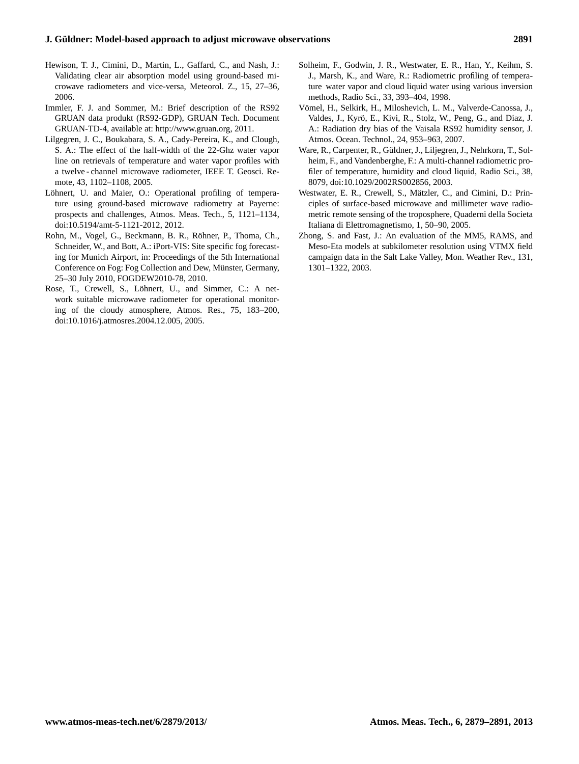Hewison, T. J., Cimini, D., Martin, L., Gaffard, C., and Nash, J.: Validating clear air absorption model using ground-based microwave radiometers and vice-versa, Meteorol. Z., 15, 27–36, 2006.

Immler, F. J. and Sommer, M.: Brief description of the RS92 GRUAN data produkt (RS92-GDP), GRUAN Tech. Document GRUAN-TD-4, available at: http://www.gruan.org, 2011.

Lilgegren, J. C., Boukabara, S. A., Cady-Pereira, K., and Clough, S. A.: The effect of the half-width of the 22-Ghz water vapor line on retrievals of temperature and water vapor profiles with a twelve - channel microwave radiometer, IEEE T. Geosci. Remote, 43, 1102–1108, 2005.

Löhnert, U. and Maier, O.: Operational profiling of temperature using ground-based microwave radiometry at Payerne: prospects and challenges, Atmos. Meas. Tech., 5, 1121–1134, doi:10.5194/amt-5-1121-2012, 2012.

Rohn, M., Vogel, G., Beckmann, B. R., Röhner, P., Thoma, Ch., Schneider, W., and Bott, A.: iPort-VIS: Site specific fog forecasting for Munich Airport, in: Proceedings of the 5th International Conference on Fog: Fog Collection and Dew, Münster, Germany, 25–30 July 2010, FOGDEW2010-78, 2010.

Rose, T., Crewell, S., Löhnert, U., and Simmer, C.: A network suitable microwave radiometer for operational monitoring of the cloudy atmosphere, Atmos. Res., 75, 183–200, doi:10.1016/j.atmosres.2004.12.005, 2005.

Solheim, F., Godwin, J. R., Westwater, E. R., Han, Y., Keihm, S. J., Marsh, K., and Ware, R.: Radiometric profiling of temperature water vapor and cloud liquid water using various inversion methods, Radio Sci., 33, 393–404, 1998.

Vömel, H., Selkirk, H., Miloshevich, L. M., Valverde-Canossa, J., Valdes, J., Kyrö, E., Kivi, R., Stolz, W., Peng, G., and Diaz, J. A.: Radiation dry bias of the Vaisala RS92 humidity sensor, J. Atmos. Ocean. Technol., 24, 953–963, 2007.

Ware, R., Carpenter, R., Güldner, J., Liljegren, J., Nehrkorn, T., Solheim, F., and Vandenberghe, F.: A multi-channel radiometric profiler of temperature, humidity and cloud liquid, Radio Sci., 38, 8079, doi:10.1029/2002RS002856, 2003.

Westwater, E. R., Crewell, S., Mätzler, C., and Cimini, D.: Principles of surface-based microwave and millimeter wave radiometric remote sensing of the troposphere, Quaderni della Societa Italiana di Elettromagnetismo, 1, 50–90, 2005.

Zhong, S. and Fast, J.: An evaluation of the MM5, RAMS, and Meso-Eta models at subkilometer resolution using VTMX field campaign data in the Salt Lake Valley, Mon. Weather Rev., 131, 1301–1322, 2003.